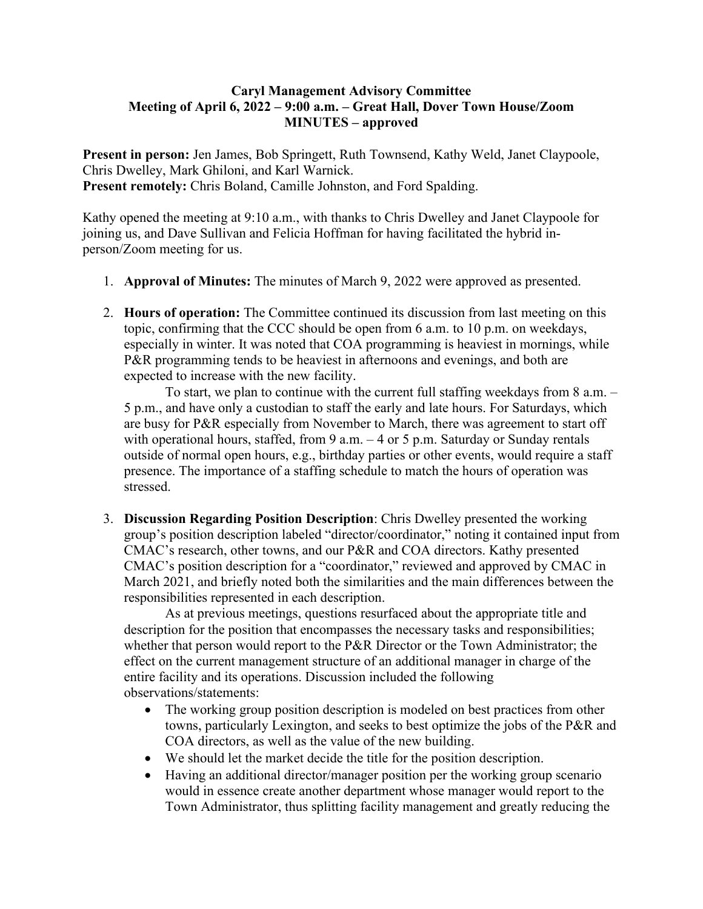**Caryl Management Advisory Committee**
**Meeting of April 6, 2022 – 9:00 a.m. – Great Hall, Dover Town House/Zoom**
**MINUTES – approved**

**Present in person:** Jen James, Bob Springett, Ruth Townsend, Kathy Weld, Janet Claypoole, Chris Dwelley, Mark Ghiloni, and Karl Warnick.
**Present remotely:** Chris Boland, Camille Johnston, and Ford Spalding.

Kathy opened the meeting at 9:10 a.m., with thanks to Chris Dwelley and Janet Claypoole for joining us, and Dave Sullivan and Felicia Hoffman for having facilitated the hybrid in-person/Zoom meeting for us.

1. **Approval of Minutes:** The minutes of March 9, 2022 were approved as presented.

2. **Hours of operation:** The Committee continued its discussion from last meeting on this topic, confirming that the CCC should be open from 6 a.m. to 10 p.m. on weekdays, especially in winter. It was noted that COA programming is heaviest in mornings, while P&R programming tends to be heaviest in afternoons and evenings, and both are expected to increase with the new facility.

   To start, we plan to continue with the current full staffing weekdays from 8 a.m. – 5 p.m., and have only a custodian to staff the early and late hours. For Saturdays, which are busy for P&R especially from November to March, there was agreement to start off with operational hours, staffed, from 9 a.m. – 4 or 5 p.m. Saturday or Sunday rentals outside of normal open hours, e.g., birthday parties or other events, would require a staff presence. The importance of a staffing schedule to match the hours of operation was stressed.

3. **Discussion Regarding Position Description**: Chris Dwelley presented the working group's position description labeled "director/coordinator," noting it contained input from CMAC's research, other towns, and our P&R and COA directors. Kathy presented CMAC's position description for a "coordinator," reviewed and approved by CMAC in March 2021, and briefly noted both the similarities and the main differences between the responsibilities represented in each description.

   As at previous meetings, questions resurfaced about the appropriate title and description for the position that encompasses the necessary tasks and responsibilities; whether that person would report to the P&R Director or the Town Administrator; the effect on the current management structure of an additional manager in charge of the entire facility and its operations. Discussion included the following observations/statements:

   - The working group position description is modeled on best practices from other towns, particularly Lexington, and seeks to best optimize the jobs of the P&R and COA directors, as well as the value of the new building.
   - We should let the market decide the title for the position description.
   - Having an additional director/manager position per the working group scenario would in essence create another department whose manager would report to the Town Administrator, thus splitting facility management and greatly reducing the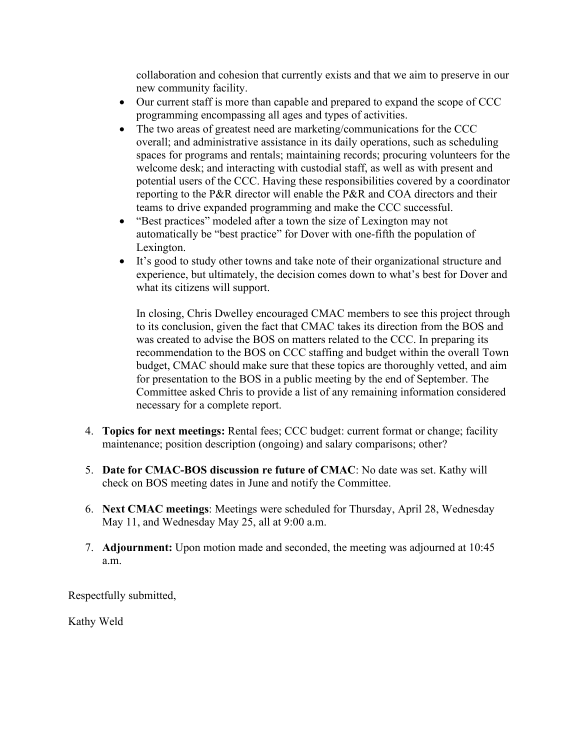collaboration and cohesion that currently exists and that we aim to preserve in our new community facility.

- Our current staff is more than capable and prepared to expand the scope of CCC programming encompassing all ages and types of activities.
- The two areas of greatest need are marketing/communications for the CCC overall; and administrative assistance in its daily operations, such as scheduling spaces for programs and rentals; maintaining records; procuring volunteers for the welcome desk; and interacting with custodial staff, as well as with present and potential users of the CCC. Having these responsibilities covered by a coordinator reporting to the P&R director will enable the P&R and COA directors and their teams to drive expanded programming and make the CCC successful.
- "Best practices" modeled after a town the size of Lexington may not automatically be "best practice" for Dover with one-fifth the population of Lexington.
- It's good to study other towns and take note of their organizational structure and experience, but ultimately, the decision comes down to what's best for Dover and what its citizens will support.

In closing, Chris Dwelley encouraged CMAC members to see this project through to its conclusion, given the fact that CMAC takes its direction from the BOS and was created to advise the BOS on matters related to the CCC. In preparing its recommendation to the BOS on CCC staffing and budget within the overall Town budget, CMAC should make sure that these topics are thoroughly vetted, and aim for presentation to the BOS in a public meeting by the end of September. The Committee asked Chris to provide a list of any remaining information considered necessary for a complete report.

4. **Topics for next meetings:** Rental fees; CCC budget: current format or change; facility maintenance; position description (ongoing) and salary comparisons; other?

5. **Date for CMAC-BOS discussion re future of CMAC**: No date was set. Kathy will check on BOS meeting dates in June and notify the Committee.

6. **Next CMAC meetings**: Meetings were scheduled for Thursday, April 28, Wednesday May 11, and Wednesday May 25, all at 9:00 a.m.

7. **Adjournment:** Upon motion made and seconded, the meeting was adjourned at 10:45 a.m.

Respectfully submitted,

Kathy Weld